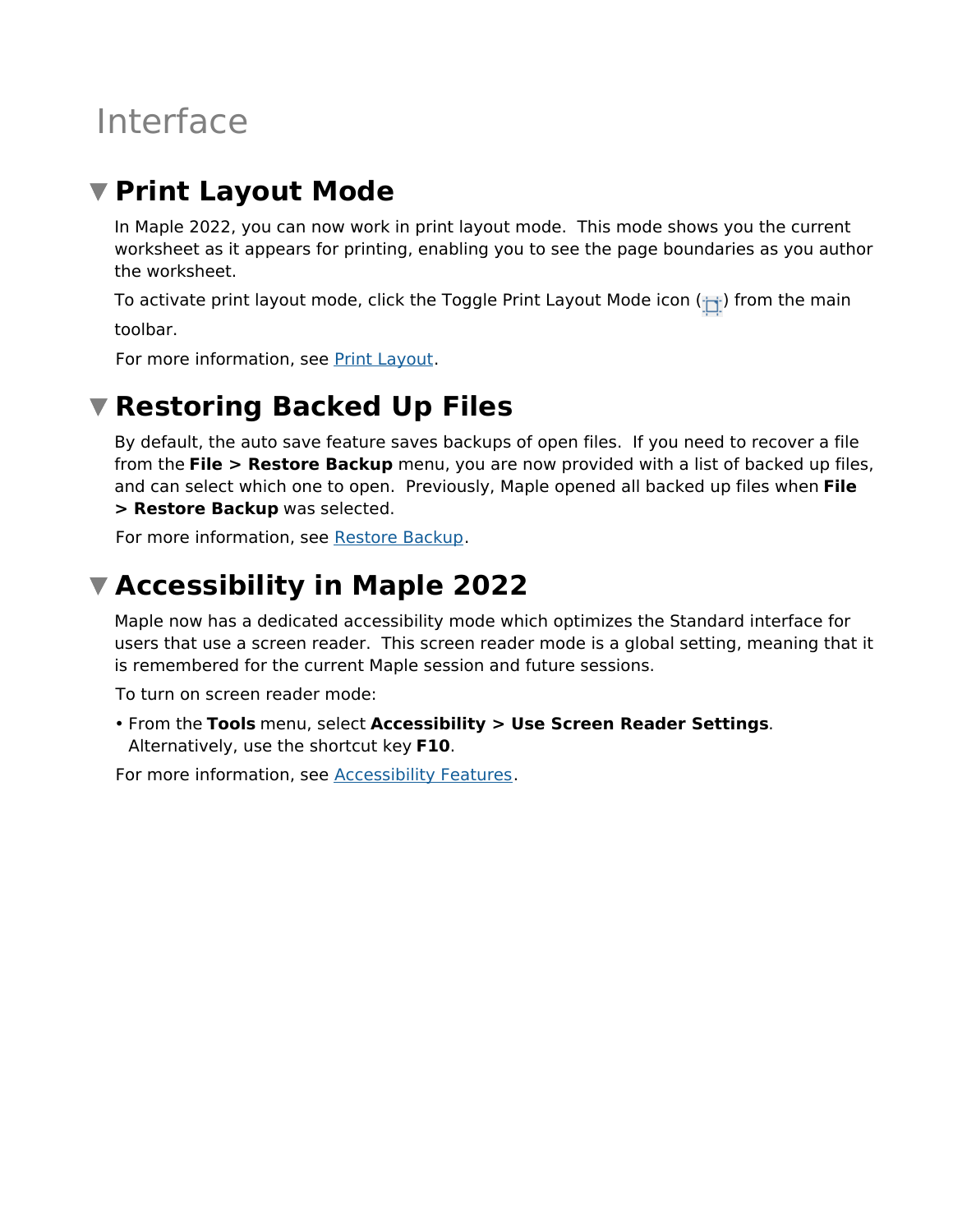# Interface

## Print Layout Mode

In Maple 2022, you can now work in print layout mode. This mode shows you the current worksheet as it appears for printing, enabling you to see the page boundaries as you author the worksheet.

To activate print layout mode, click the Toggle Print Layout Mode icon ( ) from the main toolbar.

For more information, see Print Layout.

## Restoring Backed Up Files

By default, the auto save feature saves backups of open files. If you need to recover a file from the **File > Restore Backup** menu, you are now provided with a list of backed up files, and can select which one to open. Previously, Maple opened all backed up files when **File > Restore Backup** was selected.

For more information, see Restore Backup.

## Accessibility in Maple 2022

Maple now has a dedicated accessibility mode which optimizes the Standard interface for users that use a screen reader. This screen reader mode is a global setting, meaning that it is remembered for the current Maple session and future sessions.

To turn on screen reader mode:

- From the **Tools** menu, select **Accessibility > Use Screen Reader Settings**. Alternatively, use the shortcut key **F10**.

For more information, see Accessibility Features.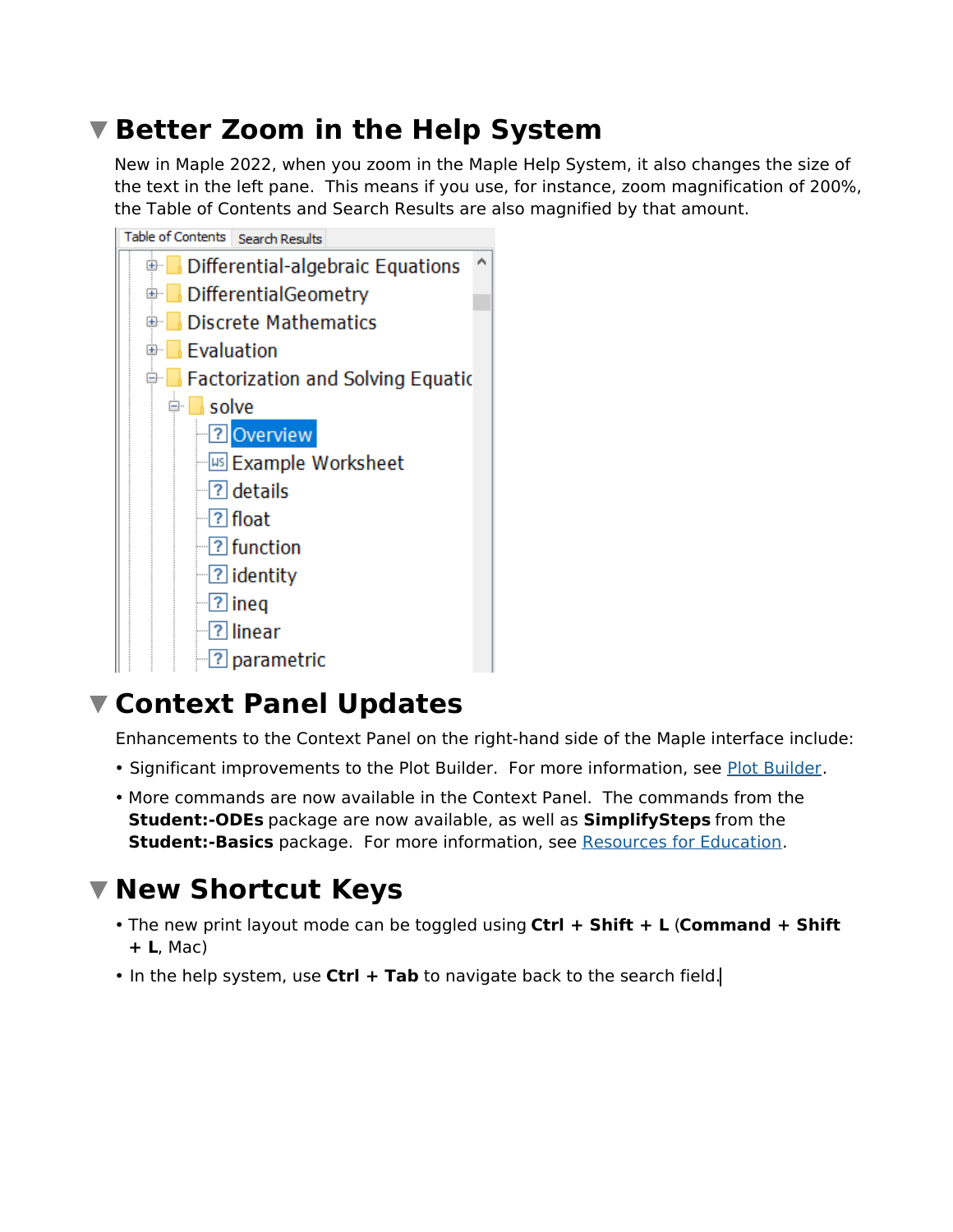# Better Zoom in the Help System

New in Maple 2022, when you zoom in the Maple Help System, it also changes the size of the text in the left pane. This means if you use, for instance, zoom magnification of 200%, the Table of Contents and Search Results are also magnified by that amount.

# Context Panel Updates

Enhancements to the Context Panel on the right-hand side of the Maple interface include:

- Significant improvements to the Plot Builder. For more information, see [Plot Builder].
- More commands are now available in the Context Panel. The commands from the **Student:-ODEs** package are now available, as well as **SimplifySteps** from the **Student:-Basics** package. For more information, see [Resources for Education].

# New Shortcut Keys

- The new print layout mode can be toggled using **Ctrl + Shift + L** (**Command + Shift + L**, Mac)
- In the help system, use **Ctrl + Tab** to navigate back to the search field.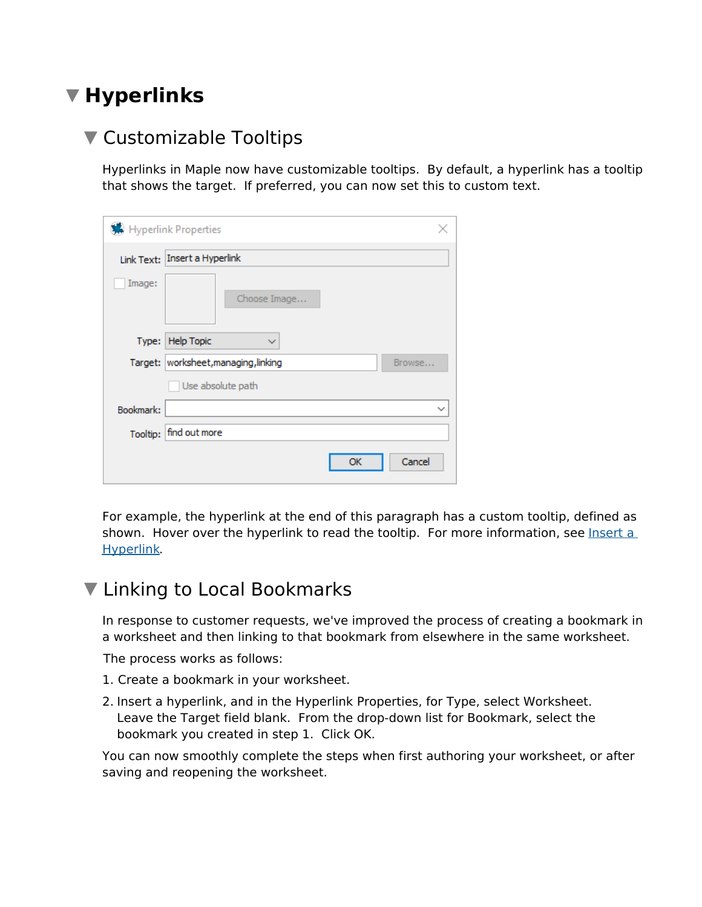# Hyperlinks

## Customizable Tooltips

Hyperlinks in Maple now have customizable tooltips. By default, a hyperlink has a tooltip that shows the target. If preferred, you can now set this to custom text.

For example, the hyperlink at the end of this paragraph has a custom tooltip, defined as shown. Hover over the hyperlink to read the tooltip. For more information, see Insert a Hyperlink.

## Linking to Local Bookmarks

In response to customer requests, we've improved the process of creating a bookmark in a worksheet and then linking to that bookmark from elsewhere in the same worksheet.

The process works as follows:

1. Create a bookmark in your worksheet.
2. Insert a hyperlink, and in the Hyperlink Properties, for Type, select Worksheet. Leave the Target field blank. From the drop-down list for Bookmark, select the bookmark you created in step 1. Click OK.

You can now smoothly complete the steps when first authoring your worksheet, or after saving and reopening the worksheet.